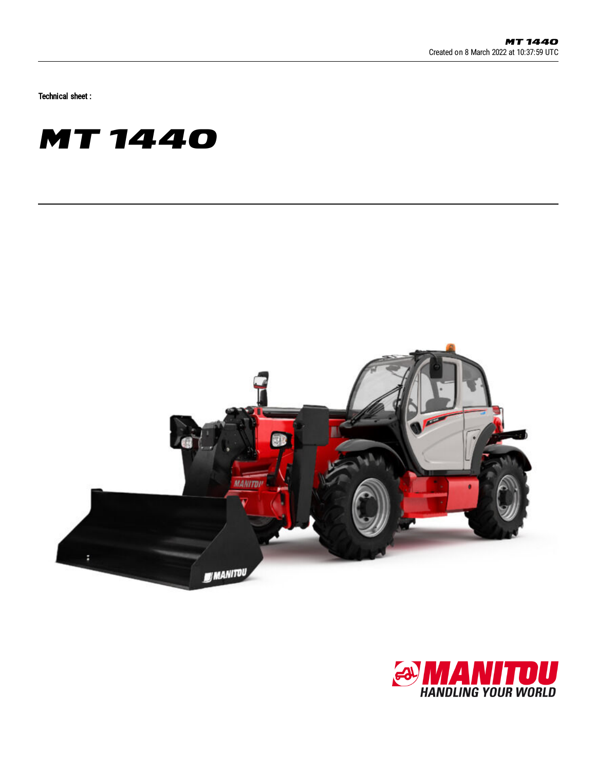Technical sheet :

# MT 1440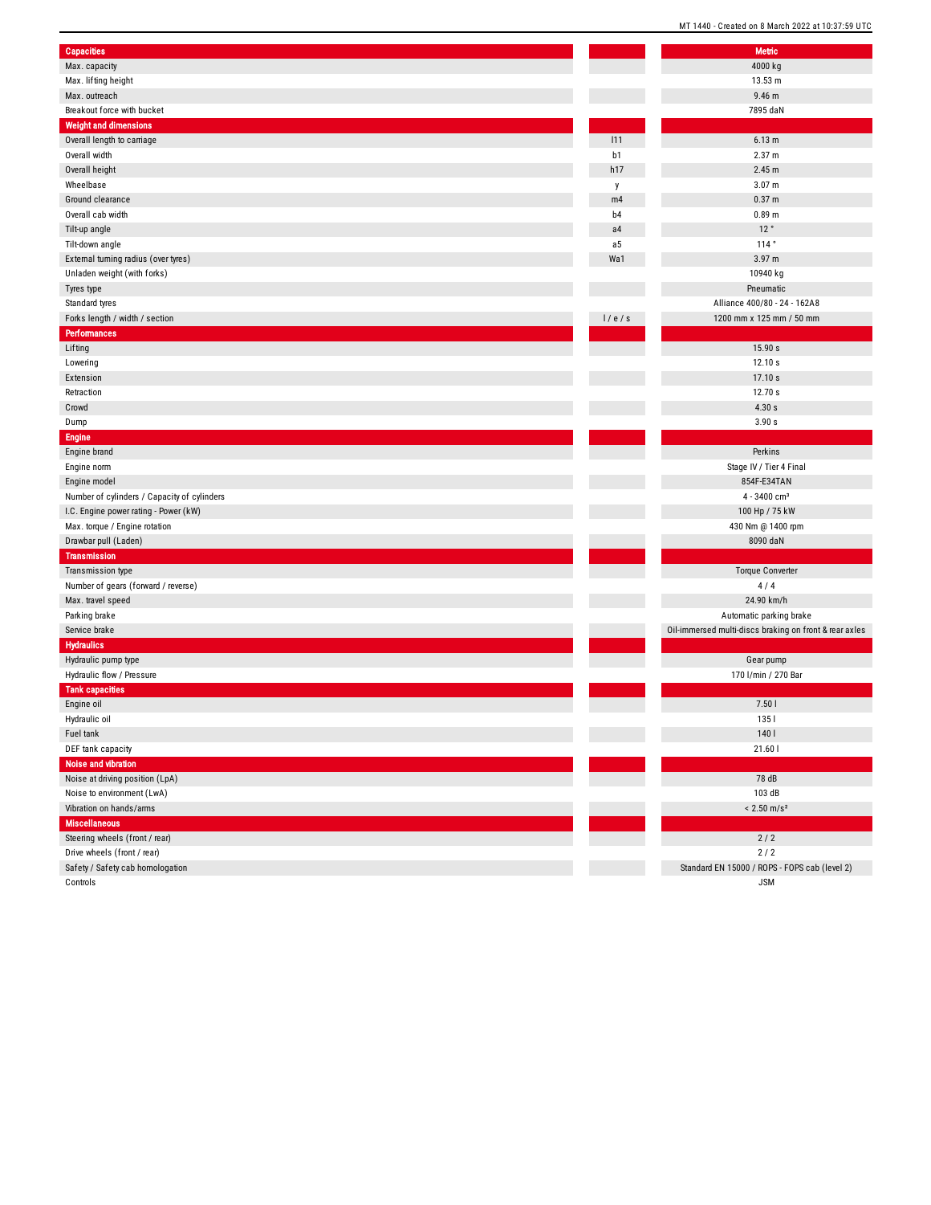| Capacities | | Metric |
|---|---|---|
| Max. capacity | | 4000 kg |
| Max. lifting height | | 13.53 m |
| Max. outreach | | 9.46 m |
| Breakout force with bucket | | 7895 daN |
| **Weight and dimensions** | | |
| Overall length to carriage | l11 | 6.13 m |
| Overall width | b1 | 2.37 m |
| Overall height | h17 | 2.45 m |
| Wheelbase | y | 3.07 m |
| Ground clearance | m4 | 0.37 m |
| Overall cab width | b4 | 0.89 m |
| Tilt-up angle | a4 | 12 ° |
| Tilt-down angle | a5 | 114 ° |
| External turning radius (over tyres) | Wa1 | 3.97 m |
| Unladen weight (with forks) | | 10940 kg |
| Tyres type | | Pneumatic |
| Standard tyres | | Alliance 400/80 - 24 - 162A8 |
| Forks length / width / section | l / e / s | 1200 mm x 125 mm / 50 mm |
| **Performances** | | |
| Lifting | | 15.90 s |
| Lowering | | 12.10 s |
| Extension | | 17.10 s |
| Retraction | | 12.70 s |
| Crowd | | 4.30 s |
| Dump | | 3.90 s |
| **Engine** | | |
| Engine brand | | Perkins |
| Engine norm | | Stage IV / Tier 4 Final |
| Engine model | | 854F-E34TAN |
| Number of cylinders / Capacity of cylinders | | 4 - 3400 cm³ |
| I.C. Engine power rating - Power (kW) | | 100 Hp / 75 kW |
| Max. torque / Engine rotation | | 430 Nm @ 1400 rpm |
| Drawbar pull (Laden) | | 8090 daN |
| **Transmission** | | |
| Transmission type | | Torque Converter |
| Number of gears (forward / reverse) | | 4 / 4 |
| Max. travel speed | | 24.90 km/h |
| Parking brake | | Automatic parking brake |
| Service brake | | Oil-immersed multi-discs braking on front & rear axles |
| **Hydraulics** | | |
| Hydraulic pump type | | Gear pump |
| Hydraulic flow / Pressure | | 170 l/min / 270 Bar |
| **Tank capacities** | | |
| Engine oil | | 7.50 l |
| Hydraulic oil | | 135 l |
| Fuel tank | | 140 l |
| DEF tank capacity | | 21.60 l |
| **Noise and vibration** | | |
| Noise at driving position (LpA) | | 78 dB |
| Noise to environment (LwA) | | 103 dB |
| Vibration on hands/arms | | < 2.50 m/s² |
| **Miscellaneous** | | |
| Steering wheels (front / rear) | | 2 / 2 |
| Drive wheels (front / rear) | | 2 / 2 |
| Safety / Safety cab homologation | | Standard EN 15000 / ROPS - FOPS cab (level 2) |
| Controls | | JSM |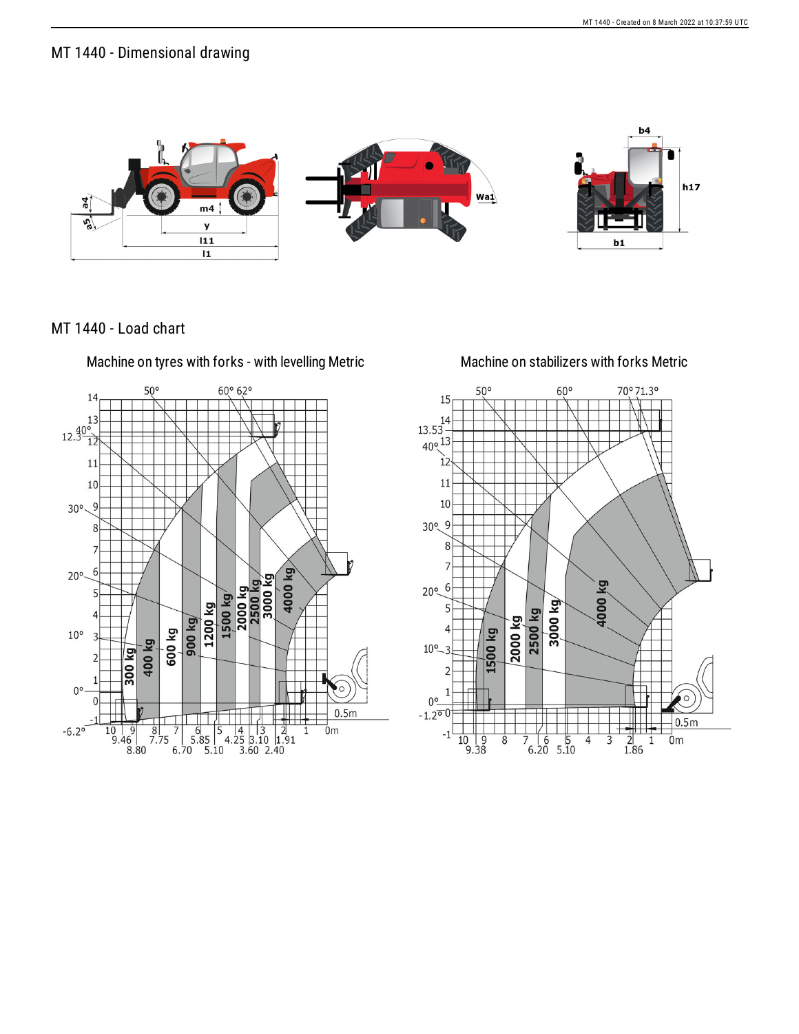## MT 1440 - Dimensional drawing

## MT 1440 - Load chart

Machine on tyres with forks - with levelling Metric

Machine on stabilizers with forks Metric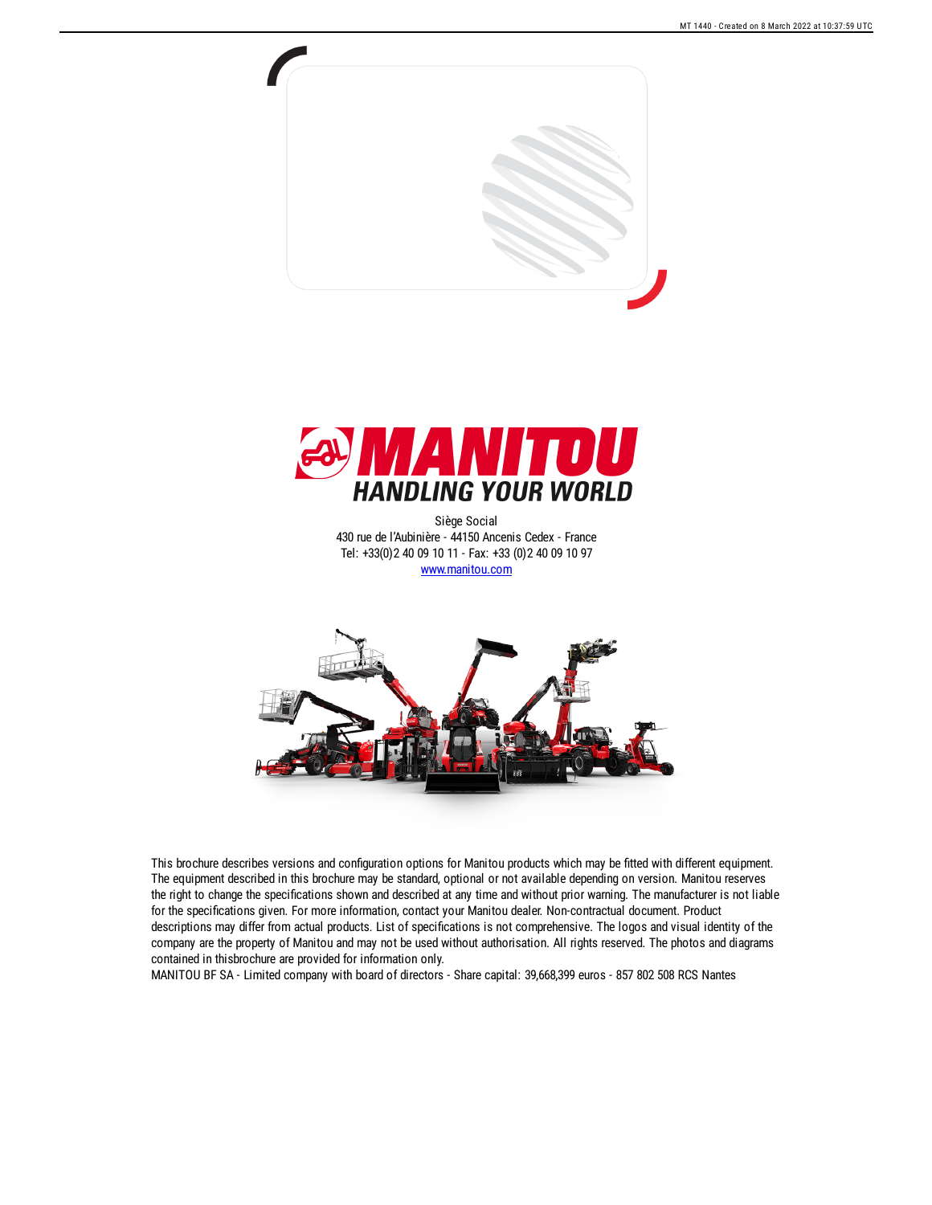Siège Social
430 rue de l'Aubinière - 44150 Ancenis Cedex - France
Tel: +33(0)2 40 09 10 11 - Fax: +33 (0)2 40 09 10 97
[www.manitou.com](http://www.manitou.com)

This brochure describes versions and configuration options for Manitou products which may be fitted with different equipment. The equipment described in this brochure may be standard, optional or not available depending on version. Manitou reserves the right to change the specifications shown and described at any time and without prior warning. The manufacturer is not liable for the specifications given. For more information, contact your Manitou dealer. Non-contractual document. Product descriptions may differ from actual products. List of specifications is not comprehensive. The logos and visual identity of the company are the property of Manitou and may not be used without authorisation. All rights reserved. The photos and diagrams contained in thisbrochure are provided for information only.
MANITOU BF SA - Limited company with board of directors - Share capital: 39,668,399 euros - 857 802 508 RCS Nantes